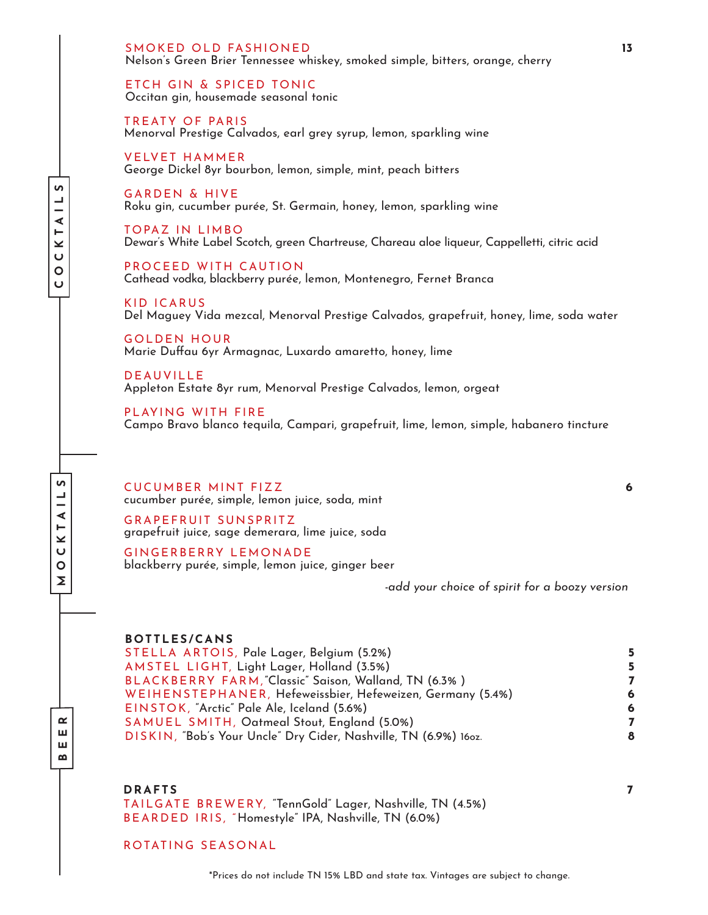## COCKTAILS

**13**

**SMOKED OLD FASHIONED**
Nelson's Green Brier Tennessee whiskey, smoked simple, bitters, orange, cherry

**ETCH GIN & SPICED TONIC**
Occitan gin, housemade seasonal tonic

**TREATY OF PARIS**
Menorval Prestige Calvados, earl grey syrup, lemon, sparkling wine

**VELVET HAMMER**
George Dickel 8yr bourbon, lemon, simple, mint, peach bitters

**GARDEN & HIVE**
Roku gin, cucumber purée, St. Germain, honey, lemon, sparkling wine

**TOPAZ IN LIMBO**
Dewar's White Label Scotch, green Chartreuse, Chareau aloe liqueur, Cappelletti, citric acid

**PROCEED WITH CAUTION**
Cathead vodka, blackberry purée, lemon, Montenegro, Fernet Branca

**KID ICARUS**
Del Maguey Vida mezcal, Menorval Prestige Calvados, grapefruit, honey, lime, soda water

**GOLDEN HOUR**
Marie Duffau 6yr Armagnac, Luxardo amaretto, honey, lime

**DEAUVILLE**
Appleton Estate 8yr rum, Menorval Prestige Calvados, lemon, orgeat

**PLAYING WITH FIRE**
Campo Bravo blanco tequila, Campari, grapefruit, lime, lemon, simple, habanero tincture

## MOCKTAILS

**6**

**CUCUMBER MINT FIZZ**
cucumber purée, simple, lemon juice, soda, mint

**GRAPEFRUIT SUNSPRITZ**
grapefruit juice, sage demerara, lime juice, soda

**GINGERBERRY LEMONADE**
blackberry purée, simple, lemon juice, ginger beer

*-add your choice of spirit for a boozy version*

## BEER

**BOTTLES/CANS**

| Beer | Price |
|---|---|
| STELLA ARTOIS, Pale Lager, Belgium (5.2%) | 5 |
| AMSTEL LIGHT, Light Lager, Holland (3.5%) | 5 |
| BLACKBERRY FARM, "Classic" Saison, Walland, TN (6.3% ) | 7 |
| WEIHENSTEPHANER, Hefeweissbier, Hefeweizen, Germany (5.4%) | 6 |
| EINSTOK, "Arctic" Pale Ale, Iceland (5.6%) | 6 |
| SAMUEL SMITH, Oatmeal Stout, England (5.0%) | 7 |
| DISKIN, "Bob's Your Uncle" Dry Cider, Nashville, TN (6.9%) 16oz. | 8 |

**DRAFTS** **7**

TAILGATE BREWERY, "TennGold" Lager, Nashville, TN (4.5%)
BEARDED IRIS, "Homestyle" IPA, Nashville, TN (6.0%)

ROTATING SEASONAL

*Prices do not include TN 15% LBD and state tax. Vintages are subject to change.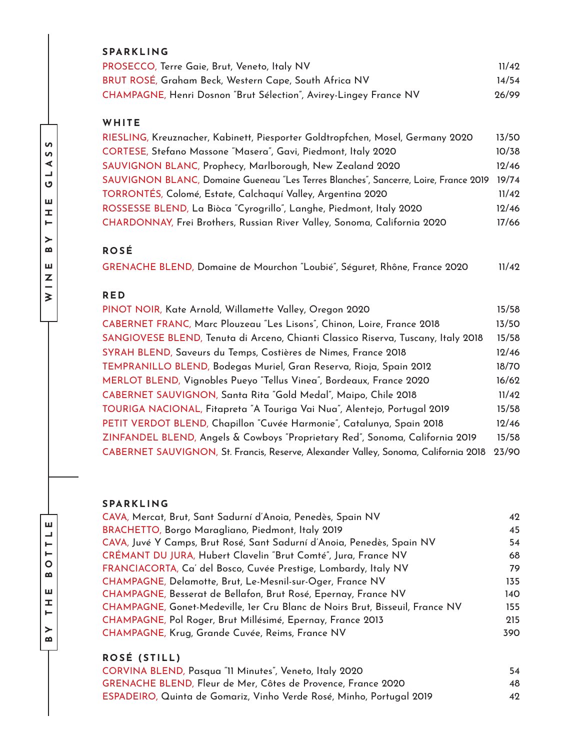# WINE BY THE GLASS

## SPARKLING

| Wine | Price |
|---|---|
| PROSECCO, Terre Gaie, Brut, Veneto, Italy NV | 11/42 |
| BRUT ROSÉ, Graham Beck, Western Cape, South Africa NV | 14/54 |
| CHAMPAGNE, Henri Dosnon "Brut Sélection", Avirey-Lingey France NV | 26/99 |

## WHITE

| Wine | Price |
|---|---|
| RIESLING, Kreuznacher, Kabinett, Piesporter Goldtropfchen, Mosel, Germany 2020 | 13/50 |
| CORTESE, Stefano Massone "Masera", Gavi, Piedmont, Italy 2020 | 10/38 |
| SAUVIGNON BLANC, Prophecy, Marlborough, New Zealand 2020 | 12/46 |
| SAUVIGNON BLANC, Domaine Gueneau "Les Terres Blanches", Sancerre, Loire, France 2019 | 19/74 |
| TORRONTÉS, Colomé, Estate, Calchaquí Valley, Argentina 2020 | 11/42 |
| ROSSESSE BLEND, La Bìòca "Cyrogrillo", Langhe, Piedmont, Italy 2020 | 12/46 |
| CHARDONNAY, Frei Brothers, Russian River Valley, Sonoma, California 2020 | 17/66 |

## ROSÉ

| Wine | Price |
|---|---|
| GRENACHE BLEND, Domaine de Mourchon "Loubié", Séguret, Rhône, France 2020 | 11/42 |

## RED

| Wine | Price |
|---|---|
| PINOT NOIR, Kate Arnold, Willamette Valley, Oregon 2020 | 15/58 |
| CABERNET FRANC, Marc Plouzeau "Les Lisons", Chinon, Loire, France 2018 | 13/50 |
| SANGIOVESE BLEND, Tenuta di Arceno, Chianti Classico Riserva, Tuscany, Italy 2018 | 15/58 |
| SYRAH BLEND, Saveurs du Temps, Costières de Nimes, France 2018 | 12/46 |
| TEMPRANILLO BLEND, Bodegas Muriel, Gran Reserva, Rioja, Spain 2012 | 18/70 |
| MERLOT BLEND, Vignobles Pueyo "Tellus Vinea", Bordeaux, France 2020 | 16/62 |
| CABERNET SAUVIGNON, Santa Rita "Gold Medal", Maipo, Chile 2018 | 11/42 |
| TOURIGA NACIONAL, Fitapreta "A Touriga Vai Nua", Alentejo, Portugal 2019 | 15/58 |
| PETIT VERDOT BLEND, Chapillon "Cuvée Harmonie", Catalunya, Spain 2018 | 12/46 |
| ZINFANDEL BLEND, Angels & Cowboys "Proprietary Red", Sonoma, California 2019 | 15/58 |
| CABERNET SAUVIGNON, St. Francis, Reserve, Alexander Valley, Sonoma, California 2018 | 23/90 |

# BY THE BOTTLE

## SPARKLING

| Wine | Price |
|---|---|
| CAVA, Mercat, Brut, Sant Sadurní d'Anoia, Penedès, Spain NV | 42 |
| BRACHETTO, Borgo Maragliano, Piedmont, Italy 2019 | 45 |
| CAVA, Juvé Y Camps, Brut Rosé, Sant Sadurní d'Anoia, Penedès, Spain NV | 54 |
| CRÉMANT DU JURA, Hubert Clavelin "Brut Comté", Jura, France NV | 68 |
| FRANCIACORTA, Ca' del Bosco, Cuvée Prestige, Lombardy, Italy NV | 79 |
| CHAMPAGNE, Delamotte, Brut, Le-Mesnil-sur-Oger, France NV | 135 |
| CHAMPAGNE, Besserat de Bellafon, Brut Rosé, Epernay, France NV | 140 |
| CHAMPAGNE, Gonet-Medeville, 1er Cru Blanc de Noirs Brut, Bisseuil, France NV | 155 |
| CHAMPAGNE, Pol Roger, Brut Millésimé, Epernay, France 2013 | 215 |
| CHAMPAGNE, Krug, Grande Cuvée, Reims, France NV | 390 |

## ROSÉ (STILL)

| Wine | Price |
|---|---|
| CORVINA BLEND, Pasqua "11 Minutes", Veneto, Italy 2020 | 54 |
| GRENACHE BLEND, Fleur de Mer, Côtes de Provence, France 2020 | 48 |
| ESPADEIRO, Quinta de Gomariz, Vinho Verde Rosé, Minho, Portugal 2019 | 42 |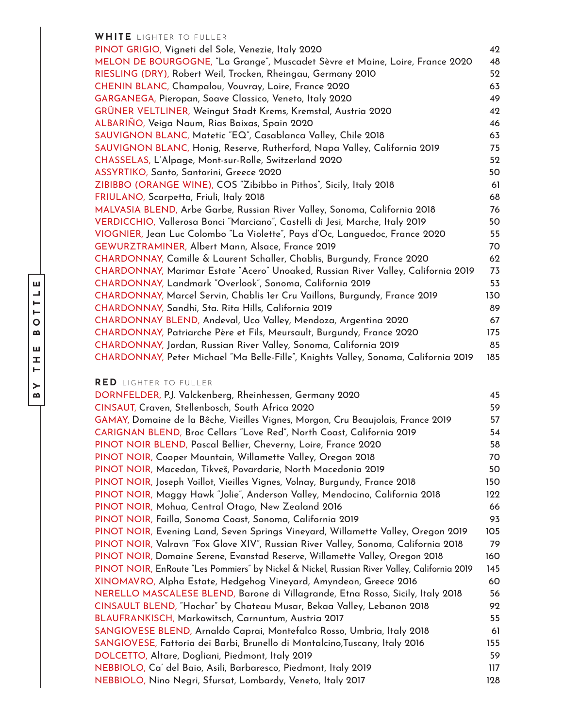## BY THE BOTTLE

### WHITE LIGHTER TO FULLER

| Wine | Price |
|---|---|
| PINOT GRIGIO, Vigneti del Sole, Venezie, Italy 2020 | 42 |
| MELON DE BOURGOGNE, "La Grange", Muscadet Sèvre et Maine, Loire, France 2020 | 48 |
| RIESLING (DRY), Robert Weil, Trocken, Rheingau, Germany 2010 | 52 |
| CHENIN BLANC, Champalou, Vouvray, Loire, France 2020 | 63 |
| GARGANEGA, Pieropan, Soave Classico, Veneto, Italy 2020 | 49 |
| GRÜNER VELTLINER, Weingut Stadt Krems, Kremstal, Austria 2020 | 42 |
| ALBARIÑO, Veiga Naum, Rias Baixas, Spain 2020 | 46 |
| SAUVIGNON BLANC, Matetic "EQ", Casablanca Valley, Chile 2018 | 63 |
| SAUVIGNON BLANC, Honig, Reserve, Rutherford, Napa Valley, California 2019 | 75 |
| CHASSELAS, L'Alpage, Mont-sur-Rolle, Switzerland 2020 | 52 |
| ASSYRTIKO, Santo, Santorini, Greece 2020 | 50 |
| ZIBIBBO (ORANGE WINE), COS "Zibibbo in Pithos", Sicily, Italy 2018 | 61 |
| FRIULANO, Scarpetta, Friuli, Italy 2018 | 68 |
| MALVASIA BLEND, Arbe Garbe, Russian River Valley, Sonoma, California 2018 | 76 |
| VERDICCHIO, Vallerosa Bonci "Marciano", Castelli di Jesi, Marche, Italy 2019 | 50 |
| VIOGNIER, Jean Luc Colombo "La Violette", Pays d'Oc, Languedoc, France 2020 | 55 |
| GEWURZTRAMINER, Albert Mann, Alsace, France 2019 | 70 |
| CHARDONNAY, Camille & Laurent Schaller, Chablis, Burgundy, France 2020 | 62 |
| CHARDONNAY, Marimar Estate "Acero" Unoaked, Russian River Valley, California 2019 | 73 |
| CHARDONNAY, Landmark "Overlook", Sonoma, California 2019 | 53 |
| CHARDONNAY, Marcel Servin, Chablis 1er Cru Vaillons, Burgundy, France 2019 | 130 |
| CHARDONNAY, Sandhi, Sta. Rita Hills, California 2019 | 89 |
| CHARDONNAY BLEND, Andeval, Uco Valley, Mendoza, Argentina 2020 | 67 |
| CHARDONNAY, Patriarche Père et Fils, Meursault, Burgundy, France 2020 | 175 |
| CHARDONNAY, Jordan, Russian River Valley, Sonoma, California 2019 | 85 |
| CHARDONNAY, Peter Michael "Ma Belle-Fille", Knights Valley, Sonoma, California 2019 | 185 |

### RED LIGHTER TO FULLER

| Wine | Price |
|---|---|
| DORNFELDER, P.J. Valckenberg, Rheinhessen, Germany 2020 | 45 |
| CINSAUT, Craven, Stellenbosch, South Africa 2020 | 59 |
| GAMAY, Domaine de la Bêche, Vieilles Vignes, Morgon, Cru Beaujolais, France 2019 | 57 |
| CARIGNAN BLEND, Broc Cellars "Love Red", North Coast, California 2019 | 54 |
| PINOT NOIR BLEND, Pascal Bellier, Cheverny, Loire, France 2020 | 58 |
| PINOT NOIR, Cooper Mountain, Willamette Valley, Oregon 2018 | 70 |
| PINOT NOIR, Macedon, Tikveš, Povardarie, North Macedonia 2019 | 50 |
| PINOT NOIR, Joseph Voillot, Vieilles Vignes, Volnay, Burgundy, France 2018 | 150 |
| PINOT NOIR, Maggy Hawk "Jolie", Anderson Valley, Mendocino, California 2018 | 122 |
| PINOT NOIR, Mohua, Central Otago, New Zealand 2016 | 66 |
| PINOT NOIR, Failla, Sonoma Coast, Sonoma, California 2019 | 93 |
| PINOT NOIR, Evening Land, Seven Springs Vineyard, Willamette Valley, Oregon 2019 | 105 |
| PINOT NOIR, Valravn "Fox Glove XIV", Russian River Valley, Sonoma, California 2018 | 79 |
| PINOT NOIR, Domaine Serene, Evanstad Reserve, Willamette Valley, Oregon 2018 | 160 |
| PINOT NOIR, EnRoute "Les Pommiers" by Nickel & Nickel, Russian River Valley, California 2019 | 145 |
| XINOMAVRO, Alpha Estate, Hedgehog Vineyard, Amyndeon, Greece 2016 | 60 |
| NERELLO MASCALESE BLEND, Barone di Villagrande, Etna Rosso, Sicily, Italy 2018 | 56 |
| CINSAULT BLEND, "Hochar" by Chateau Musar, Bekaa Valley, Lebanon 2018 | 92 |
| BLAUFRANKISCH, Markowitsch, Carnuntum, Austria 2017 | 55 |
| SANGIOVESE BLEND, Arnaldo Caprai, Montefalco Rosso, Umbria, Italy 2018 | 61 |
| SANGIOVESE, Fattoria dei Barbi, Brunello di Montalcino,Tuscany, Italy 2016 | 155 |
| DOLCETTO, Altare, Dogliani, Piedmont, Italy 2019 | 59 |
| NEBBIOLO, Ca' del Baio, Asili, Barbaresco, Piedmont, Italy 2019 | 117 |
| NEBBIOLO, Nino Negri, Sfursat, Lombardy, Veneto, Italy 2017 | 128 |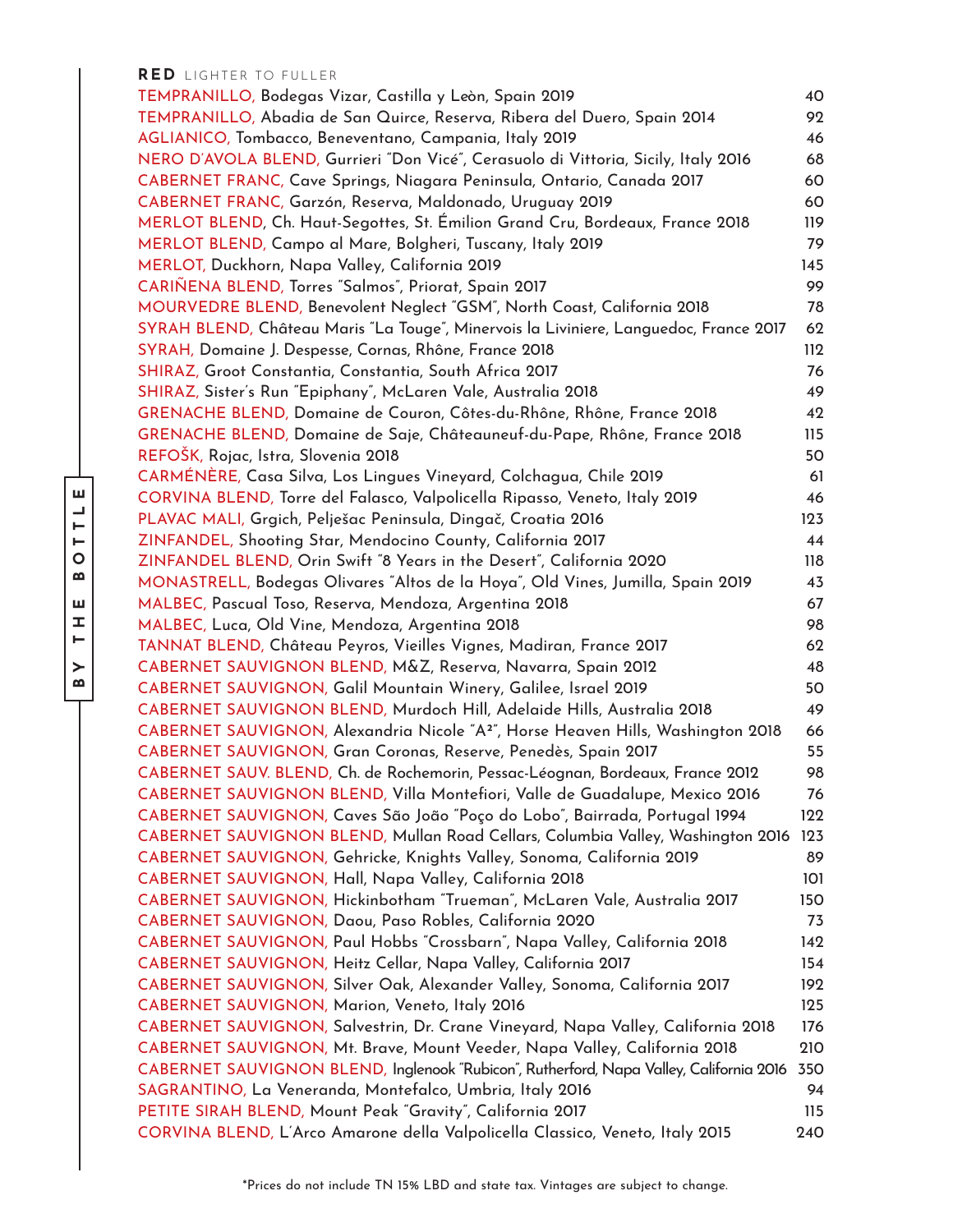**RED** LIGHTER TO FULLER

| | |
|---|---|
| TEMPRANILLO, Bodegas Vizar, Castilla y Leòn, Spain 2019 | 40 |
| TEMPRANILLO, Abadia de San Quirce, Reserva, Ribera del Duero, Spain 2014 | 92 |
| AGLIANICO, Tombacco, Beneventano, Campania, Italy 2019 | 46 |
| NERO D'AVOLA BLEND, Gurrieri "Don Vicé", Cerasuolo di Vittoria, Sicily, Italy 2016 | 68 |
| CABERNET FRANC, Cave Springs, Niagara Peninsula, Ontario, Canada 2017 | 60 |
| CABERNET FRANC, Garzón, Reserva, Maldonado, Uruguay 2019 | 60 |
| MERLOT BLEND, Ch. Haut-Segottes, St. Émilion Grand Cru, Bordeaux, France 2018 | 119 |
| MERLOT BLEND, Campo al Mare, Bolgheri, Tuscany, Italy 2019 | 79 |
| MERLOT, Duckhorn, Napa Valley, California 2019 | 145 |
| CARIÑENA BLEND, Torres "Salmos", Priorat, Spain 2017 | 99 |
| MOURVEDRE BLEND, Benevolent Neglect "GSM", North Coast, California 2018 | 78 |
| SYRAH BLEND, Château Maris "La Touge", Minervois la Liviniere, Languedoc, France 2017 | 62 |
| SYRAH, Domaine J. Despesse, Cornas, Rhône, France 2018 | 112 |
| SHIRAZ, Groot Constantia, Constantia, South Africa 2017 | 76 |
| SHIRAZ, Sister's Run "Epiphany", McLaren Vale, Australia 2018 | 49 |
| GRENACHE BLEND, Domaine de Couron, Côtes-du-Rhône, Rhône, France 2018 | 42 |
| GRENACHE BLEND, Domaine de Saje, Châteauneuf-du-Pape, Rhône, France 2018 | 115 |
| REFOŠK, Rojac, Istra, Slovenia 2018 | 50 |
| CARMÉNÈRE, Casa Silva, Los Lingues Vineyard, Colchagua, Chile 2019 | 61 |
| CORVINA BLEND, Torre del Falasco, Valpolicella Ripasso, Veneto, Italy 2019 | 46 |
| PLAVAC MALI, Grgich, Pelješac Peninsula, Dingač, Croatia 2016 | 123 |
| ZINFANDEL, Shooting Star, Mendocino County, California 2017 | 44 |
| ZINFANDEL BLEND, Orin Swift "8 Years in the Desert", California 2020 | 118 |
| MONASTRELL, Bodegas Olivares "Altos de la Hoya", Old Vines, Jumilla, Spain 2019 | 43 |
| MALBEC, Pascual Toso, Reserva, Mendoza, Argentina 2018 | 67 |
| MALBEC, Luca, Old Vine, Mendoza, Argentina 2018 | 98 |
| TANNAT BLEND, Château Peyros, Vieilles Vignes, Madiran, France 2017 | 62 |
| CABERNET SAUVIGNON BLEND, M&Z, Reserva, Navarra, Spain 2012 | 48 |
| CABERNET SAUVIGNON, Galil Mountain Winery, Galilee, Israel 2019 | 50 |
| CABERNET SAUVIGNON BLEND, Murdoch Hill, Adelaide Hills, Australia 2018 | 49 |
| CABERNET SAUVIGNON, Alexandria Nicole "A²", Horse Heaven Hills, Washington 2018 | 66 |
| CABERNET SAUVIGNON, Gran Coronas, Reserve, Penedès, Spain 2017 | 55 |
| CABERNET SAUV. BLEND, Ch. de Rochemorin, Pessac-Léognan, Bordeaux, France 2012 | 98 |
| CABERNET SAUVIGNON BLEND, Villa Montefiori, Valle de Guadalupe, Mexico 2016 | 76 |
| CABERNET SAUVIGNON, Caves São João "Poço do Lobo", Bairrada, Portugal 1994 | 122 |
| CABERNET SAUVIGNON BLEND, Mullan Road Cellars, Columbia Valley, Washington 2016 | 123 |
| CABERNET SAUVIGNON, Gehricke, Knights Valley, Sonoma, California 2019 | 89 |
| CABERNET SAUVIGNON, Hall, Napa Valley, California 2018 | 101 |
| CABERNET SAUVIGNON, Hickinbotham "Trueman", McLaren Vale, Australia 2017 | 150 |
| CABERNET SAUVIGNON, Daou, Paso Robles, California 2020 | 73 |
| CABERNET SAUVIGNON, Paul Hobbs "Crossbarn", Napa Valley, California 2018 | 142 |
| CABERNET SAUVIGNON, Heitz Cellar, Napa Valley, California 2017 | 154 |
| CABERNET SAUVIGNON, Silver Oak, Alexander Valley, Sonoma, California 2017 | 192 |
| CABERNET SAUVIGNON, Marion, Veneto, Italy 2016 | 125 |
| CABERNET SAUVIGNON, Salvestrin, Dr. Crane Vineyard, Napa Valley, California 2018 | 176 |
| CABERNET SAUVIGNON, Mt. Brave, Mount Veeder, Napa Valley, California 2018 | 210 |
| CABERNET SAUVIGNON BLEND, Inglenook "Rubicon", Rutherford, Napa Valley, California 2016 | 350 |
| SAGRANTINO, La Veneranda, Montefalco, Umbria, Italy 2016 | 94 |
| PETITE SIRAH BLEND, Mount Peak "Gravity", California 2017 | 115 |
| CORVINA BLEND, L'Arco Amarone della Valpolicella Classico, Veneto, Italy 2015 | 240 |

*Prices do not include TN 15% LBD and state tax. Vintages are subject to change.